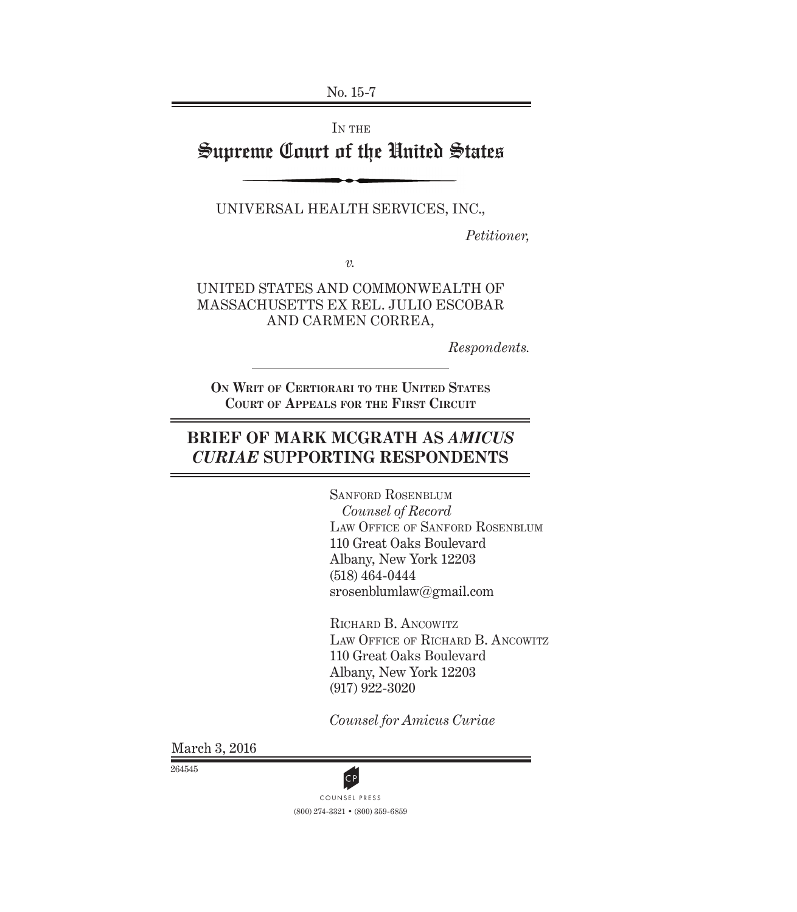No. 15-7

IN THE

# Supreme Court of the United States

UNIVERSAL HEALTH SERVICES, INC.,

*Petitioner,*

*v.*

UNITED STATES AND COMMONWEALTH OF MASSACHUSETTS EX REL. JULIO ESCOBAR AND CARMEN CORREA,

*Respondents.*

**ON WRIT OF CERTIORARI TO THE UNITED STATES COURT OF APPEALS FOR THE FIRST CIRCUIT**

## BRIEF OF MARK MCGRATH AS *AMICUS CURIAE* SUPPORTING RESPONDENTS

SANFORD ROSENBLUM
*Counsel of Record*
LAW OFFICE OF SANFORD ROSENBLUM
110 Great Oaks Boulevard
Albany, New York 12203
(518) 464-0444
srosenblumlaw@gmail.com

RICHARD B. ANCOWITZ
LAW OFFICE OF RICHARD B. ANCOWITZ
110 Great Oaks Boulevard
Albany, New York 12203
(917) 922-3020

*Counsel for Amicus Curiae*

March 3, 2016

264545

COUNSEL PRESS
(800) 274-3321 • (800) 359-6859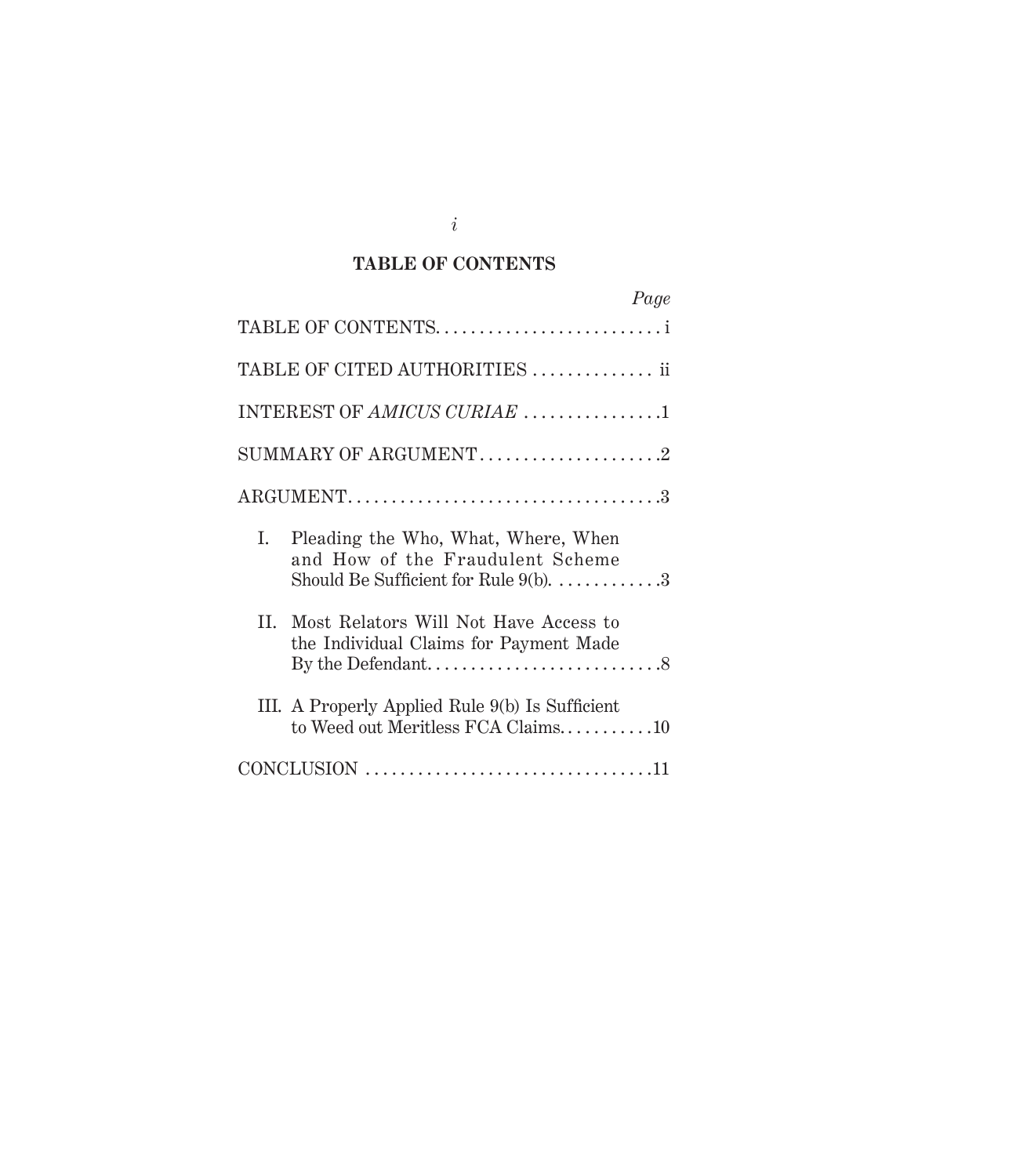## TABLE OF CONTENTS

| | *Page* |
|---|---|
| TABLE OF CONTENTS | i |
| TABLE OF CITED AUTHORITIES | ii |
| INTEREST OF *AMICUS CURIAE* | 1 |
| SUMMARY OF ARGUMENT | 2 |
| ARGUMENT | 3 |
| I. Pleading the Who, What, Where, When and How of the Fraudulent Scheme Should Be Sufficient for Rule 9(b). | 3 |
| II. Most Relators Will Not Have Access to the Individual Claims for Payment Made By the Defendant. | 8 |
| III. A Properly Applied Rule 9(b) Is Sufficient to Weed out Meritless FCA Claims. | 10 |
| CONCLUSION | 11 |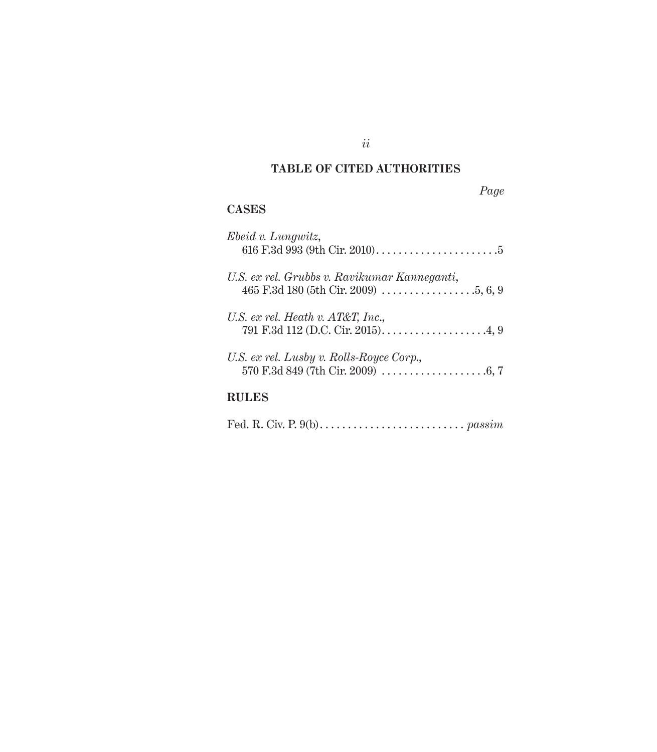## TABLE OF CITED AUTHORITIES

*Page*

### CASES

*Ebeid v. Lungwitz*,
616 F.3d 993 (9th Cir. 2010) . . . . . . . . . . . . . . . . . . . . . . 5

*U.S. ex rel. Grubbs v. Ravikumar Kanneganti*,
465 F.3d 180 (5th Cir. 2009) . . . . . . . . . . . . . . . . . 5, 6, 9

*U.S. ex rel. Heath v. AT&T, Inc.*,
791 F.3d 112 (D.C. Cir. 2015) . . . . . . . . . . . . . . . . . . . 4, 9

*U.S. ex rel. Lusby v. Rolls-Royce Corp.*,
570 F.3d 849 (7th Cir. 2009) . . . . . . . . . . . . . . . . . . . 6, 7

### RULES

Fed. R. Civ. P. 9(b) . . . . . . . . . . . . . . . . . . . . . . . . . . *passim*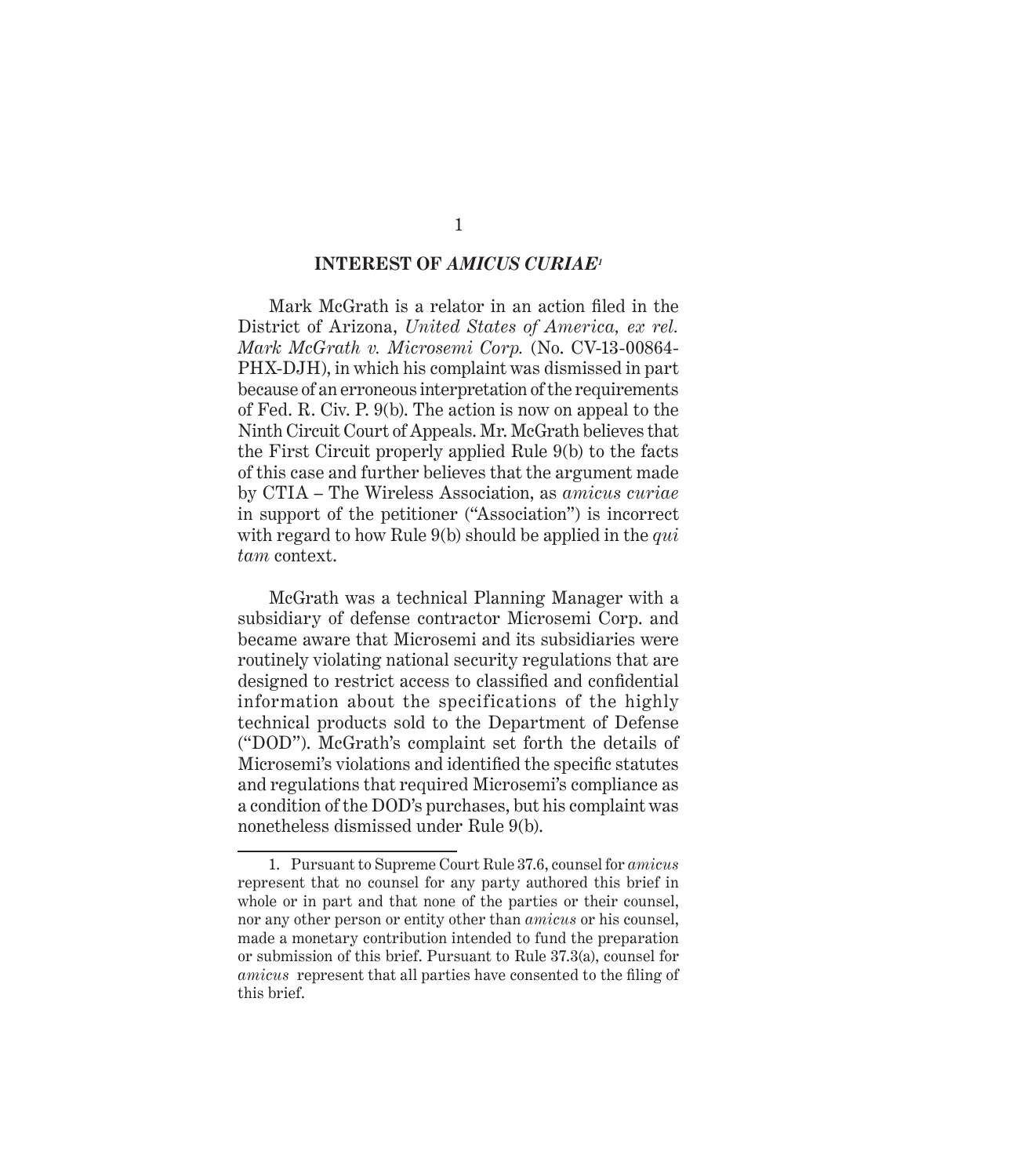## INTEREST OF *AMICUS CURIAE*[1]

Mark McGrath is a relator in an action filed in the District of Arizona, *United States of America, ex rel. Mark McGrath v. Microsemi Corp.* (No. CV-13-00864-PHX-DJH), in which his complaint was dismissed in part because of an erroneous interpretation of the requirements of Fed. R. Civ. P. 9(b). The action is now on appeal to the Ninth Circuit Court of Appeals. Mr. McGrath believes that the First Circuit properly applied Rule 9(b) to the facts of this case and further believes that the argument made by CTIA – The Wireless Association, as *amicus curiae* in support of the petitioner ("Association") is incorrect with regard to how Rule 9(b) should be applied in the *qui tam* context.

McGrath was a technical Planning Manager with a subsidiary of defense contractor Microsemi Corp. and became aware that Microsemi and its subsidiaries were routinely violating national security regulations that are designed to restrict access to classified and confidential information about the specifications of the highly technical products sold to the Department of Defense ("DOD"). McGrath's complaint set forth the details of Microsemi's violations and identified the specific statutes and regulations that required Microsemi's compliance as a condition of the DOD's purchases, but his complaint was nonetheless dismissed under Rule 9(b).

---

1. Pursuant to Supreme Court Rule 37.6, counsel for *amicus* represent that no counsel for any party authored this brief in whole or in part and that none of the parties or their counsel, nor any other person or entity other than *amicus* or his counsel, made a monetary contribution intended to fund the preparation or submission of this brief. Pursuant to Rule 37.3(a), counsel for *amicus* represent that all parties have consented to the filing of this brief.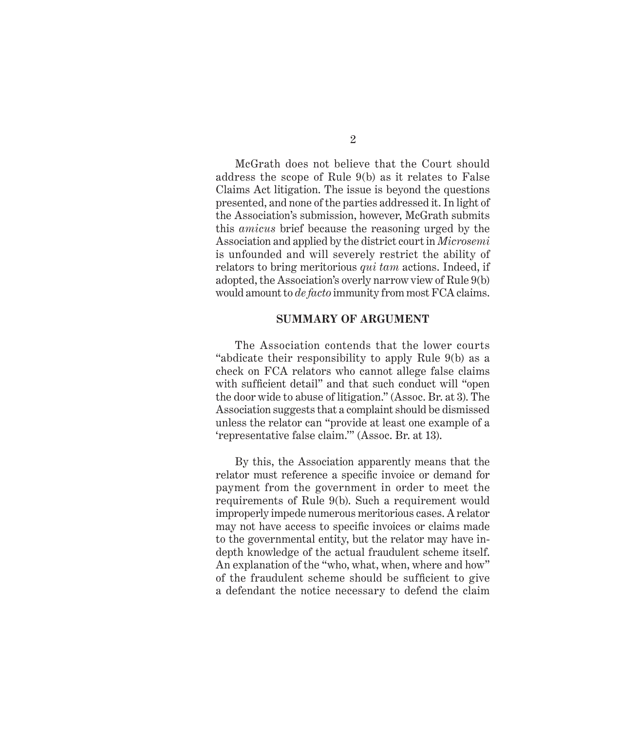McGrath does not believe that the Court should address the scope of Rule 9(b) as it relates to False Claims Act litigation. The issue is beyond the questions presented, and none of the parties addressed it. In light of the Association's submission, however, McGrath submits this *amicus* brief because the reasoning urged by the Association and applied by the district court in *Microsemi* is unfounded and will severely restrict the ability of relators to bring meritorious *qui tam* actions. Indeed, if adopted, the Association's overly narrow view of Rule 9(b) would amount to *de facto* immunity from most FCA claims.

## SUMMARY OF ARGUMENT

The Association contends that the lower courts "abdicate their responsibility to apply Rule 9(b) as a check on FCA relators who cannot allege false claims with sufficient detail" and that such conduct will "open the door wide to abuse of litigation." (Assoc. Br. at 3). The Association suggests that a complaint should be dismissed unless the relator can "provide at least one example of a 'representative false claim.'" (Assoc. Br. at 13).

By this, the Association apparently means that the relator must reference a specific invoice or demand for payment from the government in order to meet the requirements of Rule 9(b). Such a requirement would improperly impede numerous meritorious cases. A relator may not have access to specific invoices or claims made to the governmental entity, but the relator may have in-depth knowledge of the actual fraudulent scheme itself. An explanation of the "who, what, when, where and how" of the fraudulent scheme should be sufficient to give a defendant the notice necessary to defend the claim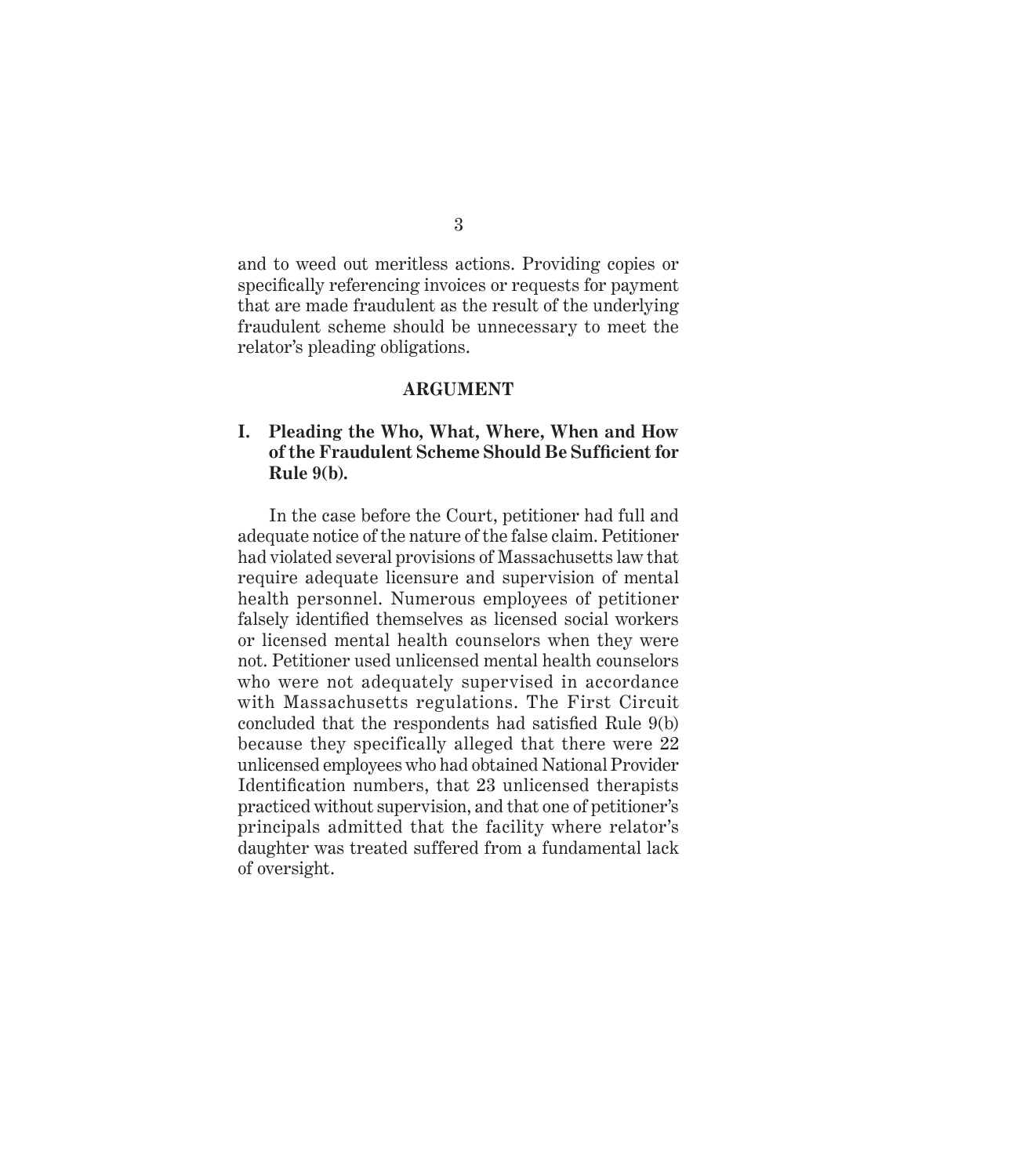and to weed out meritless actions. Providing copies or specifically referencing invoices or requests for payment that are made fraudulent as the result of the underlying fraudulent scheme should be unnecessary to meet the relator's pleading obligations.

## ARGUMENT

### I. Pleading the Who, What, Where, When and How of the Fraudulent Scheme Should Be Sufficient for Rule 9(b).

In the case before the Court, petitioner had full and adequate notice of the nature of the false claim. Petitioner had violated several provisions of Massachusetts law that require adequate licensure and supervision of mental health personnel. Numerous employees of petitioner falsely identified themselves as licensed social workers or licensed mental health counselors when they were not. Petitioner used unlicensed mental health counselors who were not adequately supervised in accordance with Massachusetts regulations. The First Circuit concluded that the respondents had satisfied Rule 9(b) because they specifically alleged that there were 22 unlicensed employees who had obtained National Provider Identification numbers, that 23 unlicensed therapists practiced without supervision, and that one of petitioner's principals admitted that the facility where relator's daughter was treated suffered from a fundamental lack of oversight.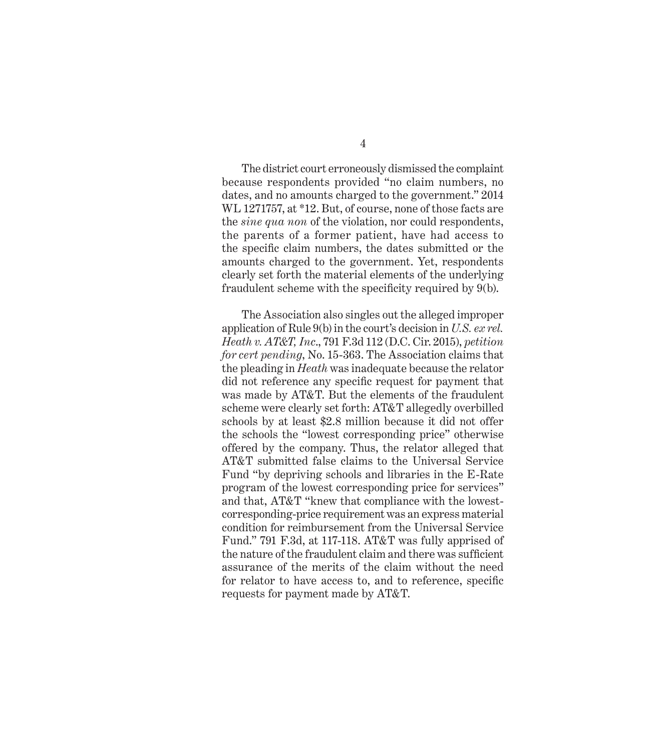The district court erroneously dismissed the complaint because respondents provided "no claim numbers, no dates, and no amounts charged to the government." 2014 WL 1271757, at *12. But, of course, none of those facts are the *sine qua non* of the violation, nor could respondents, the parents of a former patient, have had access to the specific claim numbers, the dates submitted or the amounts charged to the government. Yet, respondents clearly set forth the material elements of the underlying fraudulent scheme with the specificity required by 9(b).

The Association also singles out the alleged improper application of Rule 9(b) in the court's decision in *U.S. ex rel. Heath v. AT&T, Inc.*, 791 F.3d 112 (D.C. Cir. 2015), *petition for cert pending*, No. 15-363. The Association claims that the pleading in *Heath* was inadequate because the relator did not reference any specific request for payment that was made by AT&T. But the elements of the fraudulent scheme were clearly set forth: AT&T allegedly overbilled schools by at least $2.8 million because it did not offer the schools the "lowest corresponding price" otherwise offered by the company. Thus, the relator alleged that AT&T submitted false claims to the Universal Service Fund "by depriving schools and libraries in the E-Rate program of the lowest corresponding price for services" and that, AT&T "knew that compliance with the lowest-corresponding-price requirement was an express material condition for reimbursement from the Universal Service Fund." 791 F.3d, at 117-118. AT&T was fully apprised of the nature of the fraudulent claim and there was sufficient assurance of the merits of the claim without the need for relator to have access to, and to reference, specific requests for payment made by AT&T.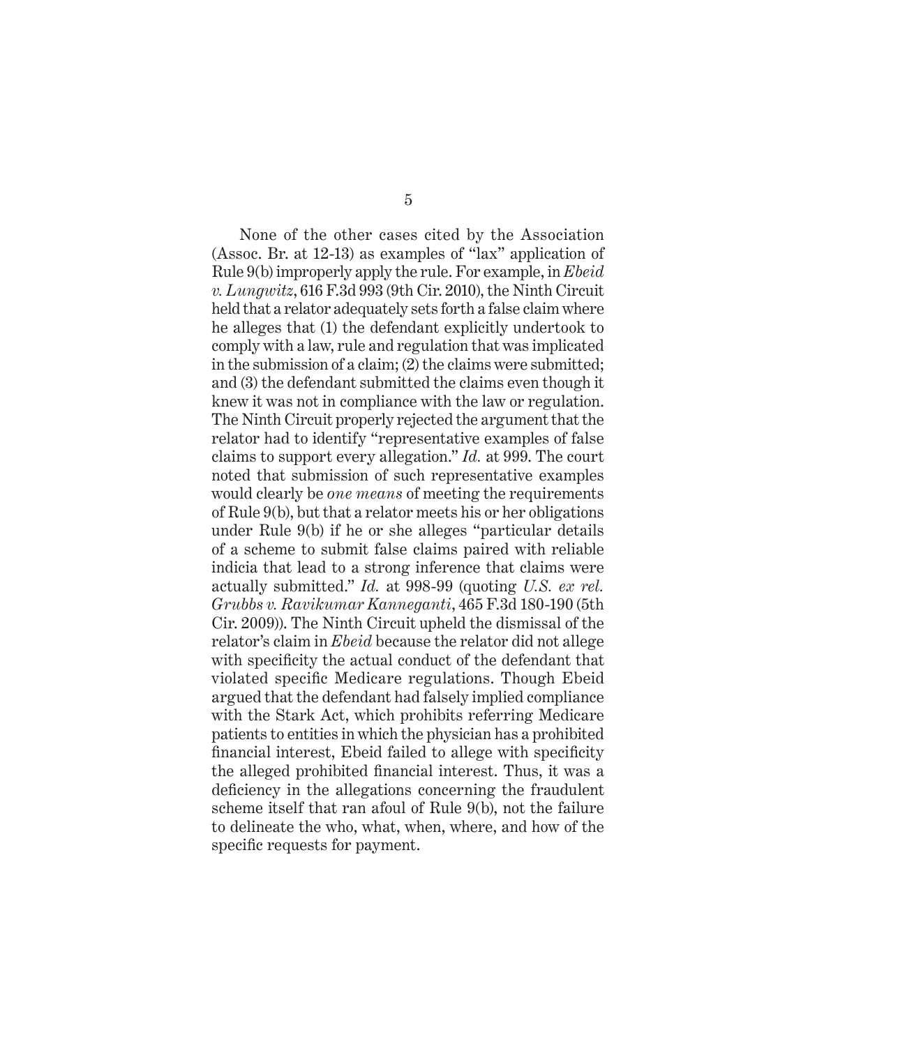None of the other cases cited by the Association (Assoc. Br. at 12-13) as examples of "lax" application of Rule 9(b) improperly apply the rule. For example, in *Ebeid v. Lungwitz*, 616 F.3d 993 (9th Cir. 2010), the Ninth Circuit held that a relator adequately sets forth a false claim where he alleges that (1) the defendant explicitly undertook to comply with a law, rule and regulation that was implicated in the submission of a claim; (2) the claims were submitted; and (3) the defendant submitted the claims even though it knew it was not in compliance with the law or regulation. The Ninth Circuit properly rejected the argument that the relator had to identify "representative examples of false claims to support every allegation." *Id.* at 999. The court noted that submission of such representative examples would clearly be *one means* of meeting the requirements of Rule 9(b), but that a relator meets his or her obligations under Rule 9(b) if he or she alleges "particular details of a scheme to submit false claims paired with reliable indicia that lead to a strong inference that claims were actually submitted." *Id.* at 998-99 (quoting *U.S. ex rel. Grubbs v. Ravikumar Kanneganti*, 465 F.3d 180-190 (5th Cir. 2009)). The Ninth Circuit upheld the dismissal of the relator's claim in *Ebeid* because the relator did not allege with specificity the actual conduct of the defendant that violated specific Medicare regulations. Though Ebeid argued that the defendant had falsely implied compliance with the Stark Act, which prohibits referring Medicare patients to entities in which the physician has a prohibited financial interest, Ebeid failed to allege with specificity the alleged prohibited financial interest. Thus, it was a deficiency in the allegations concerning the fraudulent scheme itself that ran afoul of Rule 9(b), not the failure to delineate the who, what, when, where, and how of the specific requests for payment.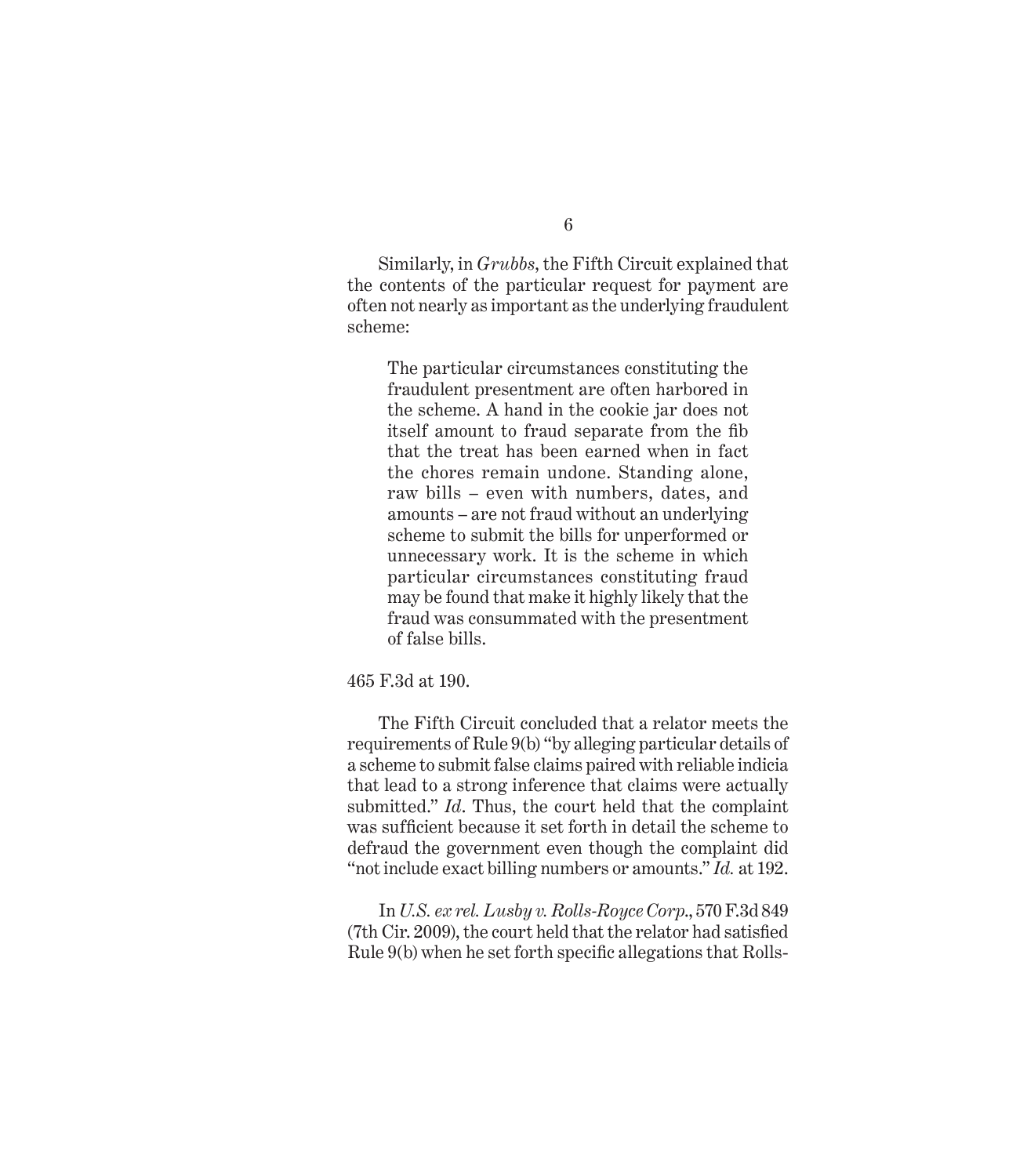Similarly, in *Grubbs*, the Fifth Circuit explained that the contents of the particular request for payment are often not nearly as important as the underlying fraudulent scheme:

> The particular circumstances constituting the fraudulent presentment are often harbored in the scheme. A hand in the cookie jar does not itself amount to fraud separate from the fib that the treat has been earned when in fact the chores remain undone. Standing alone, raw bills – even with numbers, dates, and amounts – are not fraud without an underlying scheme to submit the bills for unperformed or unnecessary work. It is the scheme in which particular circumstances constituting fraud may be found that make it highly likely that the fraud was consummated with the presentment of false bills.

465 F.3d at 190.

The Fifth Circuit concluded that a relator meets the requirements of Rule 9(b) "by alleging particular details of a scheme to submit false claims paired with reliable indicia that lead to a strong inference that claims were actually submitted." *Id*. Thus, the court held that the complaint was sufficient because it set forth in detail the scheme to defraud the government even though the complaint did "not include exact billing numbers or amounts." *Id.* at 192.

In *U.S. ex rel. Lusby v. Rolls-Royce Corp.*, 570 F.3d 849 (7th Cir. 2009), the court held that the relator had satisfied Rule 9(b) when he set forth specific allegations that Rolls-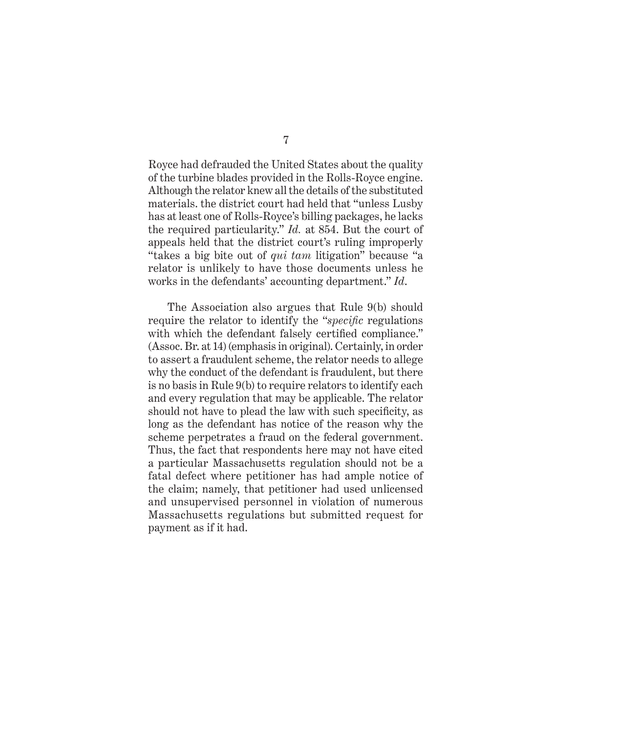Royce had defrauded the United States about the quality of the turbine blades provided in the Rolls-Royce engine. Although the relator knew all the details of the substituted materials. the district court had held that "unless Lusby has at least one of Rolls-Royce's billing packages, he lacks the required particularity." *Id.* at 854. But the court of appeals held that the district court's ruling improperly "takes a big bite out of *qui tam* litigation" because "a relator is unlikely to have those documents unless he works in the defendants' accounting department." *Id*.

The Association also argues that Rule 9(b) should require the relator to identify the "*specific* regulations with which the defendant falsely certified compliance." (Assoc. Br. at 14) (emphasis in original). Certainly, in order to assert a fraudulent scheme, the relator needs to allege why the conduct of the defendant is fraudulent, but there is no basis in Rule 9(b) to require relators to identify each and every regulation that may be applicable. The relator should not have to plead the law with such specificity, as long as the defendant has notice of the reason why the scheme perpetrates a fraud on the federal government. Thus, the fact that respondents here may not have cited a particular Massachusetts regulation should not be a fatal defect where petitioner has had ample notice of the claim; namely, that petitioner had used unlicensed and unsupervised personnel in violation of numerous Massachusetts regulations but submitted request for payment as if it had.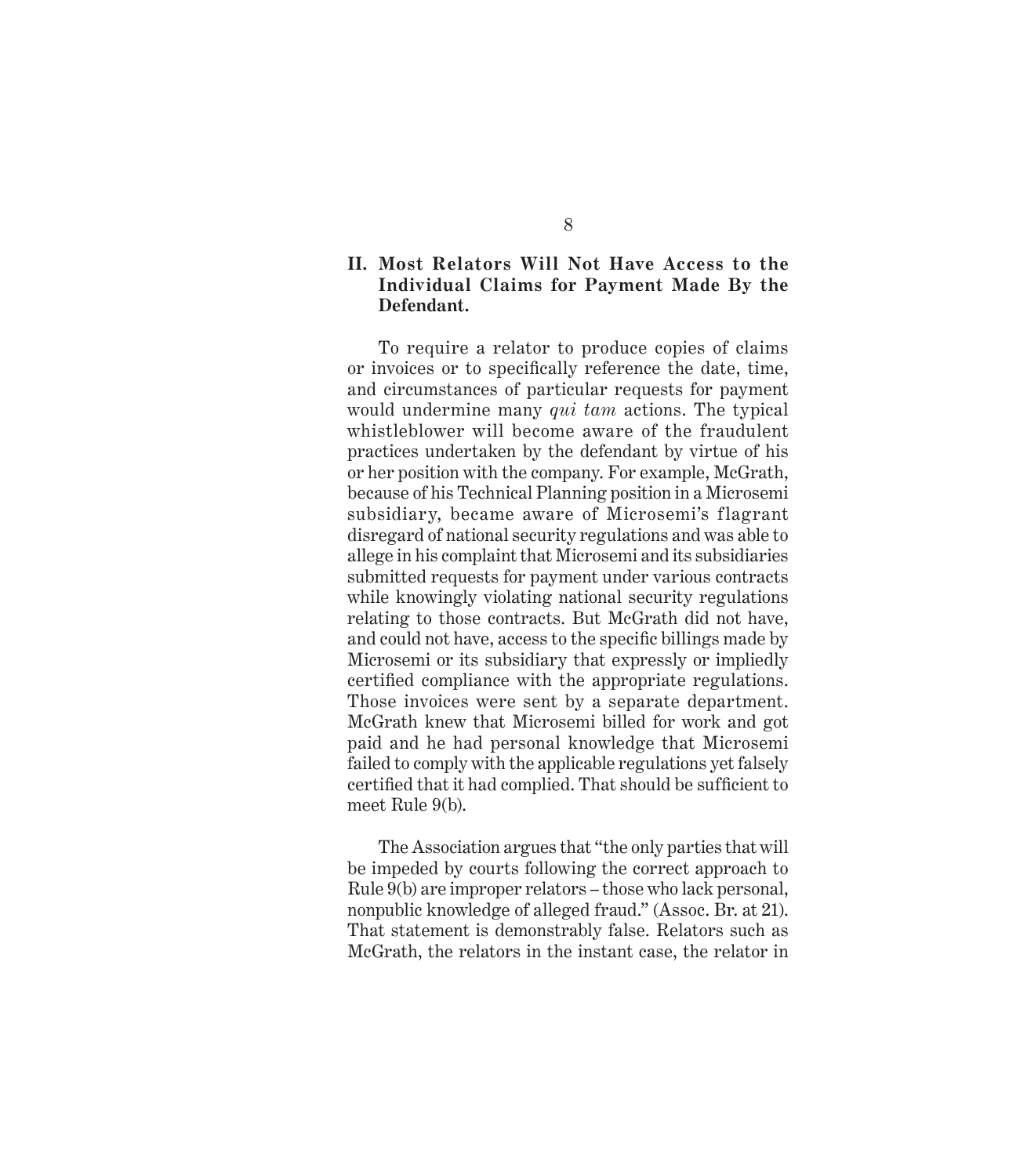## II. Most Relators Will Not Have Access to the Individual Claims for Payment Made By the Defendant.

To require a relator to produce copies of claims or invoices or to specifically reference the date, time, and circumstances of particular requests for payment would undermine many *qui tam* actions. The typical whistleblower will become aware of the fraudulent practices undertaken by the defendant by virtue of his or her position with the company. For example, McGrath, because of his Technical Planning position in a Microsemi subsidiary, became aware of Microsemi's flagrant disregard of national security regulations and was able to allege in his complaint that Microsemi and its subsidiaries submitted requests for payment under various contracts while knowingly violating national security regulations relating to those contracts. But McGrath did not have, and could not have, access to the specific billings made by Microsemi or its subsidiary that expressly or impliedly certified compliance with the appropriate regulations. Those invoices were sent by a separate department. McGrath knew that Microsemi billed for work and got paid and he had personal knowledge that Microsemi failed to comply with the applicable regulations yet falsely certified that it had complied. That should be sufficient to meet Rule 9(b).

The Association argues that "the only parties that will be impeded by courts following the correct approach to Rule 9(b) are improper relators – those who lack personal, nonpublic knowledge of alleged fraud." (Assoc. Br. at 21). That statement is demonstrably false. Relators such as McGrath, the relators in the instant case, the relator in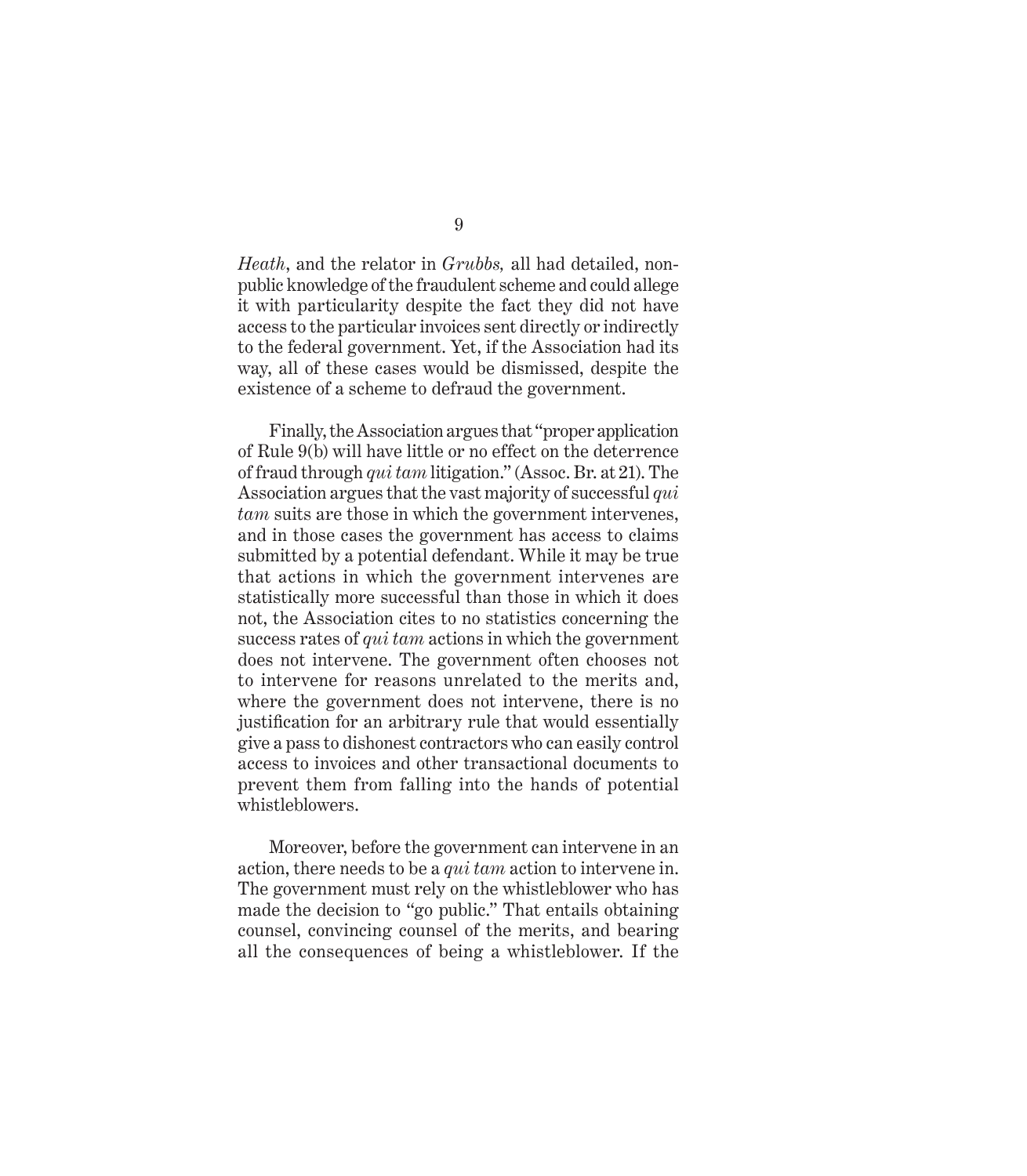*Heath*, and the relator in *Grubbs*, all had detailed, non-public knowledge of the fraudulent scheme and could allege it with particularity despite the fact they did not have access to the particular invoices sent directly or indirectly to the federal government. Yet, if the Association had its way, all of these cases would be dismissed, despite the existence of a scheme to defraud the government.

Finally, the Association argues that "proper application of Rule 9(b) will have little or no effect on the deterrence of fraud through *qui tam* litigation." (Assoc. Br. at 21). The Association argues that the vast majority of successful *qui tam* suits are those in which the government intervenes, and in those cases the government has access to claims submitted by a potential defendant. While it may be true that actions in which the government intervenes are statistically more successful than those in which it does not, the Association cites to no statistics concerning the success rates of *qui tam* actions in which the government does not intervene. The government often chooses not to intervene for reasons unrelated to the merits and, where the government does not intervene, there is no justification for an arbitrary rule that would essentially give a pass to dishonest contractors who can easily control access to invoices and other transactional documents to prevent them from falling into the hands of potential whistleblowers.

Moreover, before the government can intervene in an action, there needs to be a *qui tam* action to intervene in. The government must rely on the whistleblower who has made the decision to "go public." That entails obtaining counsel, convincing counsel of the merits, and bearing all the consequences of being a whistleblower. If the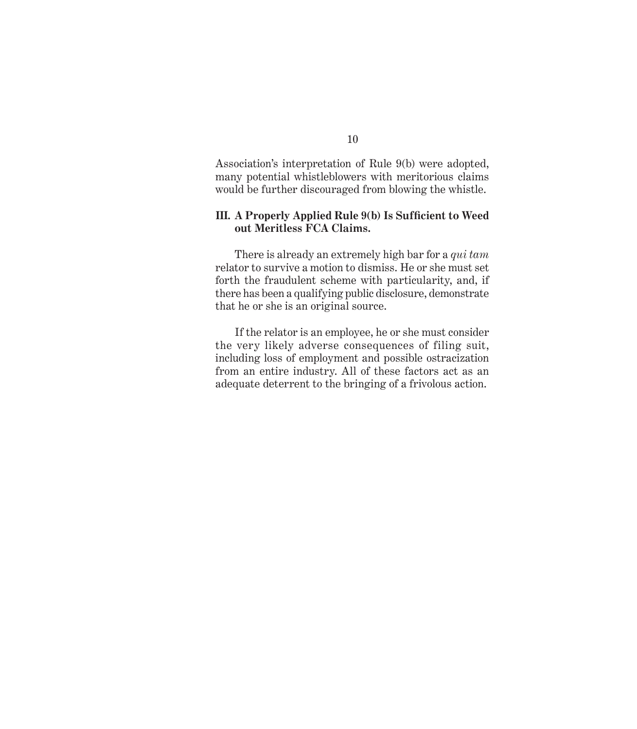Association's interpretation of Rule 9(b) were adopted, many potential whistleblowers with meritorious claims would be further discouraged from blowing the whistle.

### III. A Properly Applied Rule 9(b) Is Sufficient to Weed out Meritless FCA Claims.

There is already an extremely high bar for a *qui tam* relator to survive a motion to dismiss. He or she must set forth the fraudulent scheme with particularity, and, if there has been a qualifying public disclosure, demonstrate that he or she is an original source.

If the relator is an employee, he or she must consider the very likely adverse consequences of filing suit, including loss of employment and possible ostracization from an entire industry. All of these factors act as an adequate deterrent to the bringing of a frivolous action.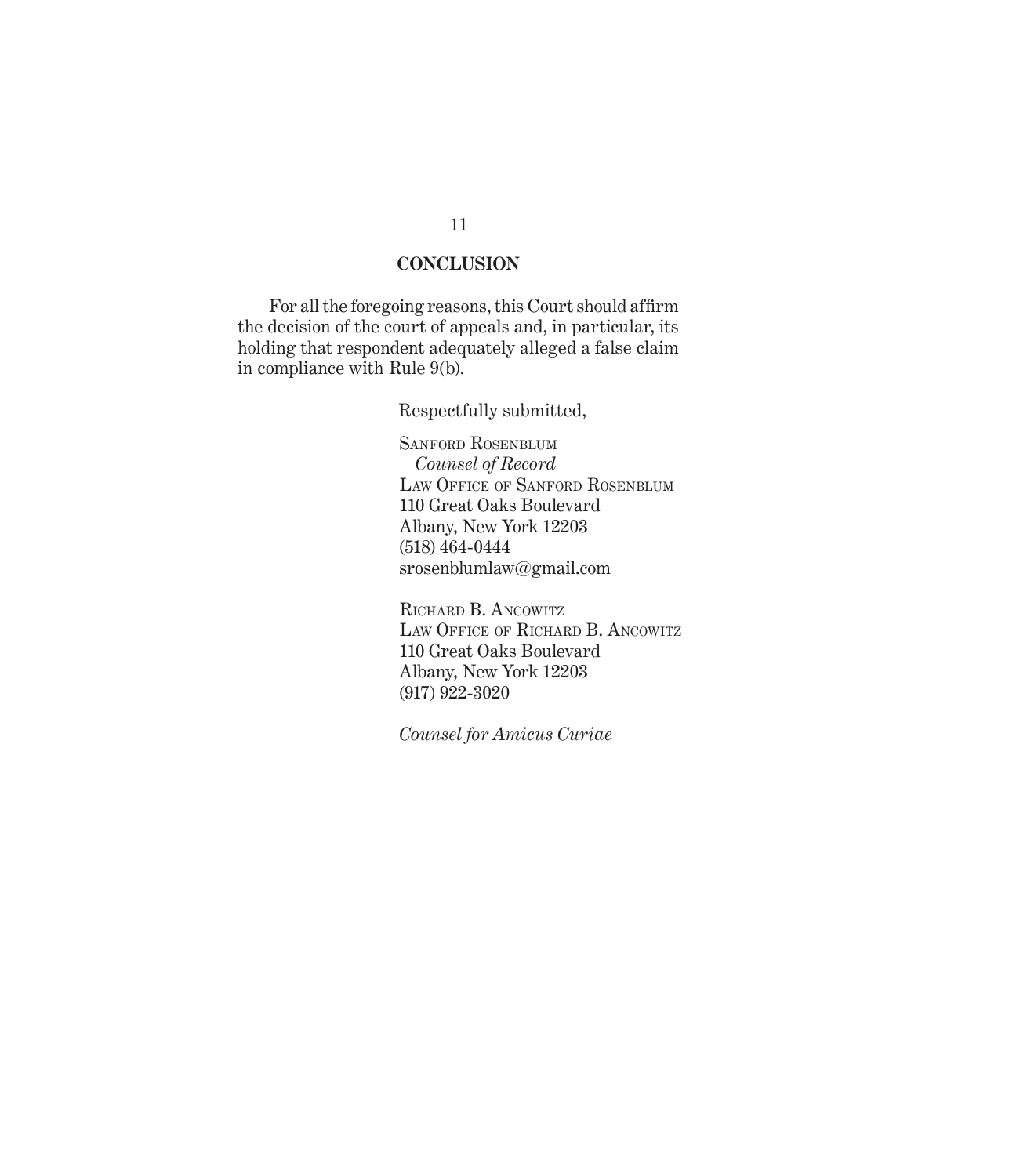## CONCLUSION

For all the foregoing reasons, this Court should affirm the decision of the court of appeals and, in particular, its holding that respondent adequately alleged a false claim in compliance with Rule 9(b).

Respectfully submitted,

Sanford Rosenblum
*Counsel of Record*
Law Office of Sanford Rosenblum
110 Great Oaks Boulevard
Albany, New York 12203
(518) 464-0444
srosenblumlaw@gmail.com

Richard B. Ancowitz
Law Office of Richard B. Ancowitz
110 Great Oaks Boulevard
Albany, New York 12203
(917) 922-3020

*Counsel for Amicus Curiae*